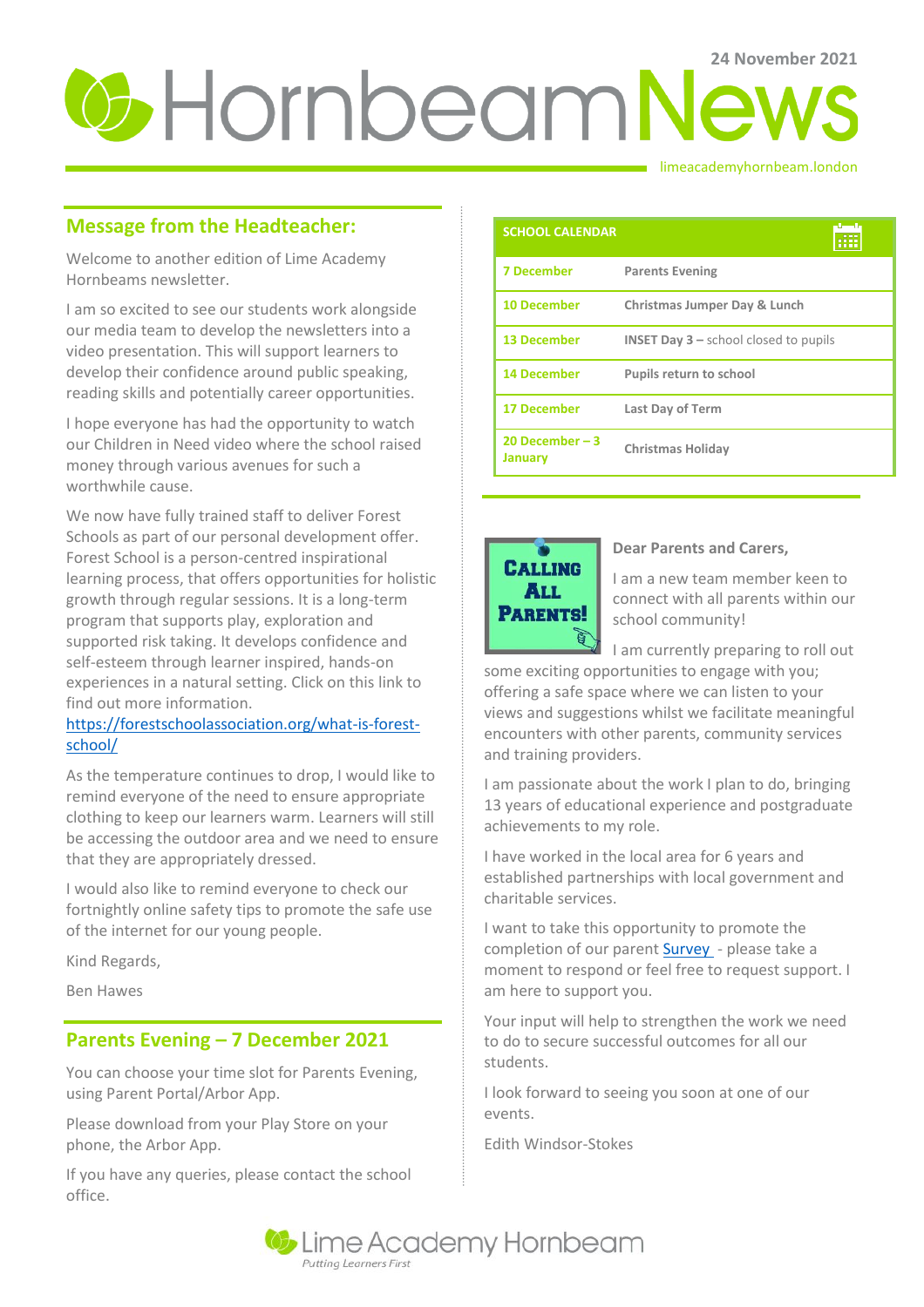24 November 2021

# Hornbeam News

limeacademyhornbeam.london

## Message from the Headteacher:

Welcome to another edition of Lime Academy Hornbeams newsletter.

I am so excited to see our students work alongside our media team to develop the newsletters into a video presentation. This will support learners to develop their confidence around public speaking, reading skills and potentially career opportunities.

I hope everyone has had the opportunity to watch our Children in Need video where the school raised money through various avenues for such a worthwhile cause.

We now have fully trained staff to deliver Forest Schools as part of our personal development offer. Forest School is a person-centred inspirational learning process, that offers opportunities for holistic growth through regular sessions. It is a long-term program that supports play, exploration and supported risk taking. It develops confidence and self-esteem through learner inspired, hands-on experiences in a natural setting. Click on this link to find out more information. https://forestschoolassociation.org/what-is-forest-school/

As the temperature continues to drop, I would like to remind everyone of the need to ensure appropriate clothing to keep our learners warm. Learners will still be accessing the outdoor area and we need to ensure that they are appropriately dressed.

I would also like to remind everyone to check our fortnightly online safety tips to promote the safe use of the internet for our young people.

Kind Regards,

Ben Hawes

## Parents Evening – 7 December 2021

You can choose your time slot for Parents Evening, using Parent Portal/Arbor App.

Please download from your Play Store on your phone, the Arbor App.

If you have any queries, please contact the school office.

| SCHOOL CALENDAR | |
|---|---|
| 7 December | Parents Evening |
| 10 December | Christmas Jumper Day & Lunch |
| 13 December | INSET Day 3 – school closed to pupils |
| 14 December | Pupils return to school |
| 17 December | Last Day of Term |
| 20 December – 3 January | Christmas Holiday |

**Calling All Parents!**

**Dear Parents and Carers,**

I am a new team member keen to connect with all parents within our school community!

I am currently preparing to roll out some exciting opportunities to engage with you; offering a safe space where we can listen to your views and suggestions whilst we facilitate meaningful encounters with other parents, community services and training providers.

I am passionate about the work I plan to do, bringing 13 years of educational experience and postgraduate achievements to my role.

I have worked in the local area for 6 years and established partnerships with local government and charitable services.

I want to take this opportunity to promote the completion of our parent Survey - please take a moment to respond or feel free to request support. I am here to support you.

Your input will help to strengthen the work we need to do to secure successful outcomes for all our students.

I look forward to seeing you soon at one of our events.

Edith Windsor-Stokes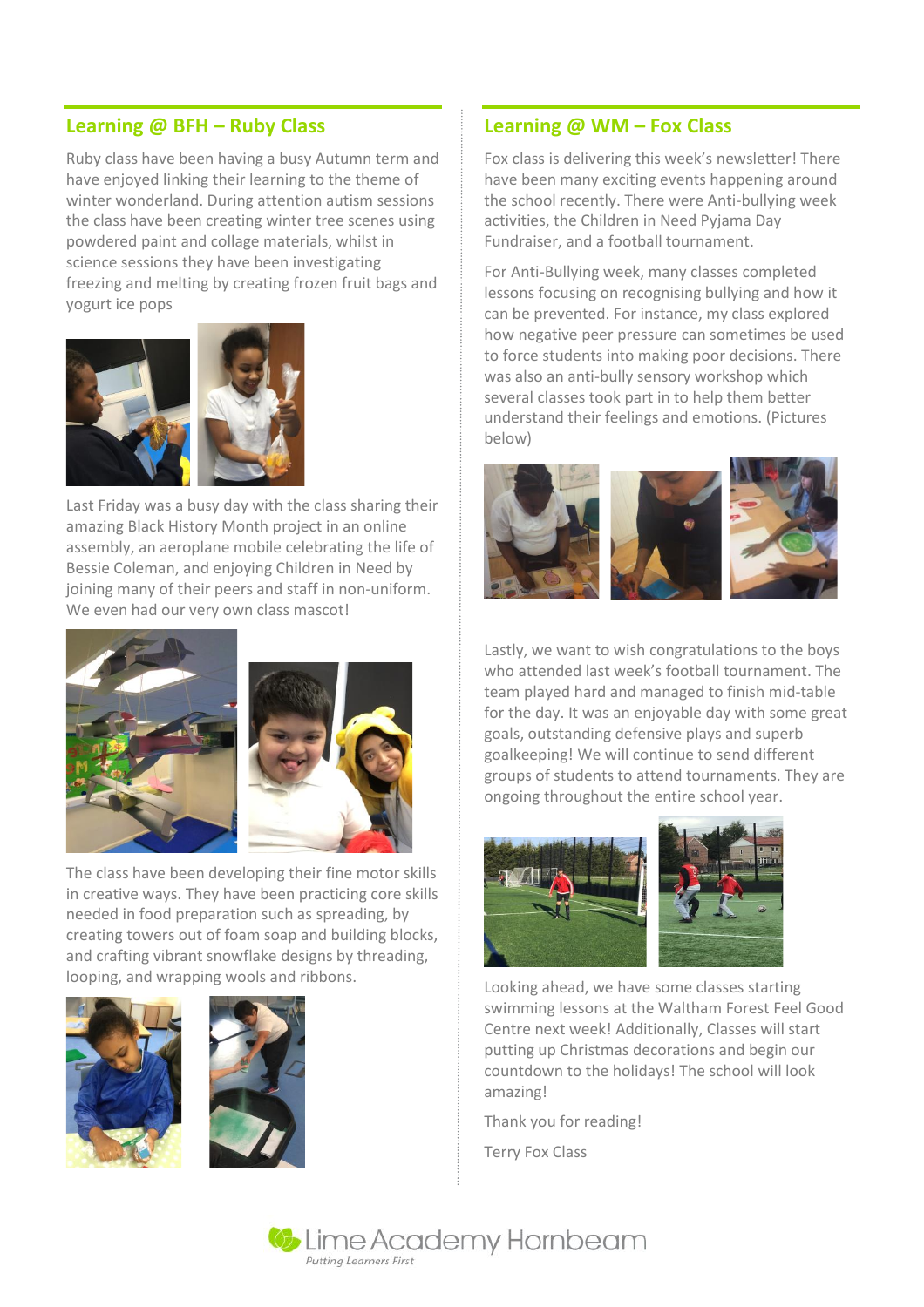## Learning @ BFH – Ruby Class

Ruby class have been having a busy Autumn term and have enjoyed linking their learning to the theme of winter wonderland. During attention autism sessions the class have been creating winter tree scenes using powdered paint and collage materials, whilst in science sessions they have been investigating freezing and melting by creating frozen fruit bags and yogurt ice pops

Last Friday was a busy day with the class sharing their amazing Black History Month project in an online assembly, an aeroplane mobile celebrating the life of Bessie Coleman, and enjoying Children in Need by joining many of their peers and staff in non-uniform. We even had our very own class mascot!

The class have been developing their fine motor skills in creative ways. They have been practicing core skills needed in food preparation such as spreading, by creating towers out of foam soap and building blocks, and crafting vibrant snowflake designs by threading, looping, and wrapping wools and ribbons.

## Learning @ WM – Fox Class

Fox class is delivering this week's newsletter! There have been many exciting events happening around the school recently. There were Anti-bullying week activities, the Children in Need Pyjama Day Fundraiser, and a football tournament.

For Anti-Bullying week, many classes completed lessons focusing on recognising bullying and how it can be prevented. For instance, my class explored how negative peer pressure can sometimes be used to force students into making poor decisions. There was also an anti-bully sensory workshop which several classes took part in to help them better understand their feelings and emotions. (Pictures below)

Lastly, we want to wish congratulations to the boys who attended last week's football tournament. The team played hard and managed to finish mid-table for the day. It was an enjoyable day with some great goals, outstanding defensive plays and superb goalkeeping! We will continue to send different groups of students to attend tournaments. They are ongoing throughout the entire school year.

Looking ahead, we have some classes starting swimming lessons at the Waltham Forest Feel Good Centre next week! Additionally, Classes will start putting up Christmas decorations and begin our countdown to the holidays! The school will look amazing!

Thank you for reading!

Terry Fox Class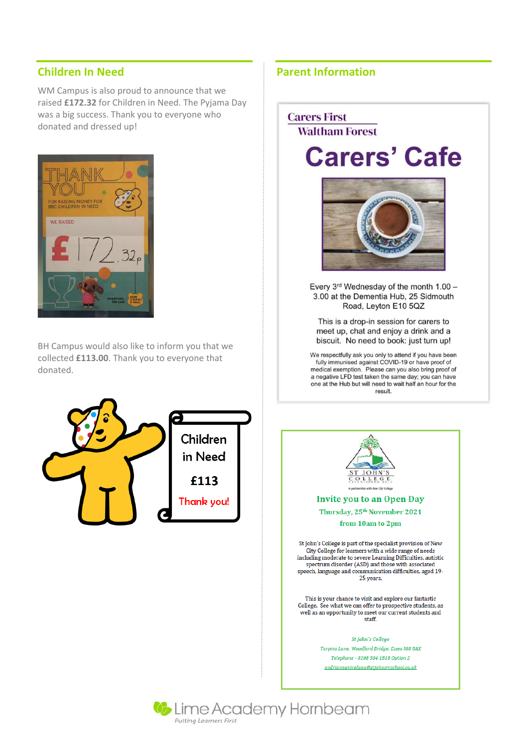## Children In Need

WM Campus is also proud to announce that we raised **£172.32** for Children in Need. The Pyjama Day was a big success. Thank you to everyone who donated and dressed up!

THANK YOU

FOR RAISING MONEY FOR BBC CHILDREN IN NEED

WE RAISED

£172.32p

TOGETHER, WE CAN

BH Campus would also like to inform you that we collected **£113.00**. Thank you to everyone that donated.

Children in Need

£113

Thank you!

## Parent Information

Carers First
Waltham Forest

# Carers' Cafe

Every 3rd Wednesday of the month 1.00 – 3.00 at the Dementia Hub, 25 Sidmouth Road, Leyton E10 5QZ

This is a drop-in session for carers to meet up, chat and enjoy a drink and a biscuit. No need to book: just turn up!

We respectfully ask you only to attend if you have been fully immunised against COVID-19 or have proof of medical exemption. Please can you also bring proof of a negative LFD test taken the same day; you can have one at the Hub but will need to wait half an hour for the result.

ST JOHN'S COLLEGE
ESTABLISHED 2012
In partnership with New City College

**Invite you to an Open Day**

**Thursday, 25th November 2021**

**from 10am to 2pm**

St John's College is part of the specialist provision of New City College for learners with a wide range of needs including moderate to severe Learning Difficulties, autistic spectrum disorder (ASD) and those with associated speech, language and communication difficulties, aged 19-25 years.

This is your chance to visit and explore our fantastic College. See what we can offer to prospective students, as well as an opportunity to meet our current students and staff.

*St John's College*
*Turpins Lane, Woodford Bridge, Essex IG8 8AX*
*Telephone - 0208 504 1818 Option 2*
*andriannanicolaou@stjohnsrcschool.co.uk*